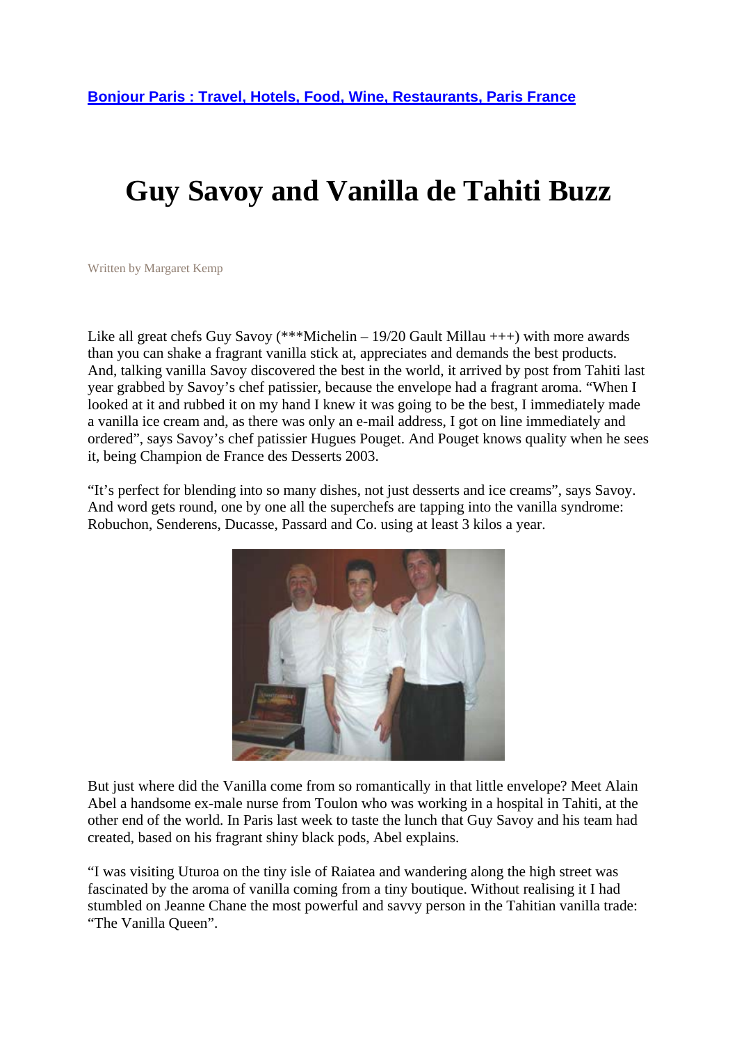[Bonjour Paris : Travel, Hotels, Food, Wine, Restaurants, Paris France]

# Guy Savoy and Vanilla de Tahiti Buzz

Written by Margaret Kemp

Like all great chefs Guy Savoy (***Michelin – 19/20 Gault Millau +++) with more awards than you can shake a fragrant vanilla stick at, appreciates and demands the best products. And, talking vanilla Savoy discovered the best in the world, it arrived by post from Tahiti last year grabbed by Savoy's chef patissier, because the envelope had a fragrant aroma. "When I looked at it and rubbed it on my hand I knew it was going to be the best, I immediately made a vanilla ice cream and, as there was only an e-mail address, I got on line immediately and ordered", says Savoy's chef patissier Hugues Pouget. And Pouget knows quality when he sees it, being Champion de France des Desserts 2003.

"It's perfect for blending into so many dishes, not just desserts and ice creams", says Savoy. And word gets round, one by one all the superchefs are tapping into the vanilla syndrome: Robuchon, Senderens, Ducasse, Passard and Co. using at least 3 kilos a year.

But just where did the Vanilla come from so romantically in that little envelope? Meet Alain Abel a handsome ex-male nurse from Toulon who was working in a hospital in Tahiti, at the other end of the world. In Paris last week to taste the lunch that Guy Savoy and his team had created, based on his fragrant shiny black pods, Abel explains.

"I was visiting Uturoa on the tiny isle of Raiatea and wandering along the high street was fascinated by the aroma of vanilla coming from a tiny boutique. Without realising it I had stumbled on Jeanne Chane the most powerful and savvy person in the Tahitian vanilla trade: "The Vanilla Queen".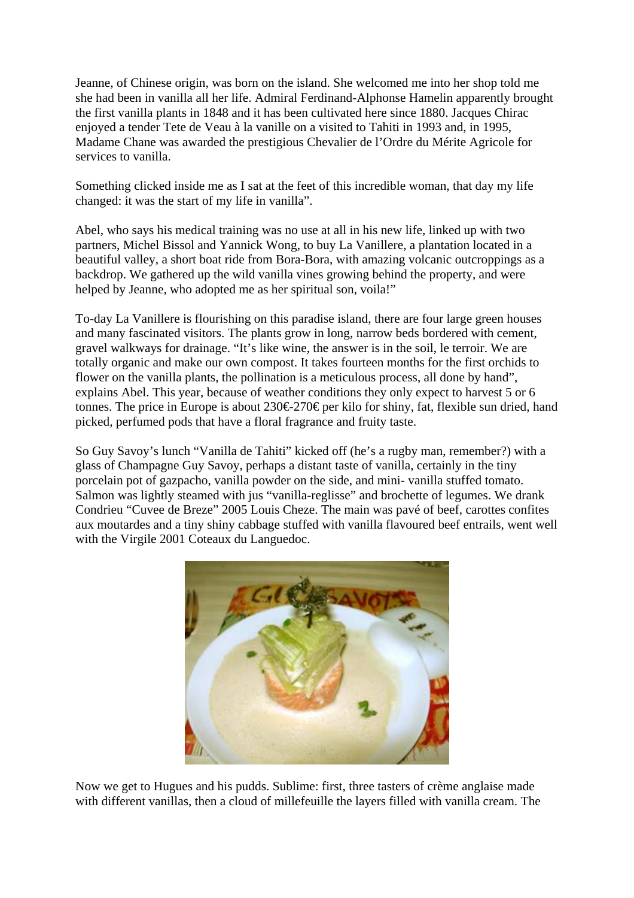Jeanne, of Chinese origin, was born on the island. She welcomed me into her shop told me she had been in vanilla all her life. Admiral Ferdinand-Alphonse Hamelin apparently brought the first vanilla plants in 1848 and it has been cultivated here since 1880. Jacques Chirac enjoyed a tender Tete de Veau à la vanille on a visited to Tahiti in 1993 and, in 1995, Madame Chane was awarded the prestigious Chevalier de l'Ordre du Mérite Agricole for services to vanilla.

Something clicked inside me as I sat at the feet of this incredible woman, that day my life changed: it was the start of my life in vanilla".

Abel, who says his medical training was no use at all in his new life, linked up with two partners, Michel Bissol and Yannick Wong, to buy La Vanillere, a plantation located in a beautiful valley, a short boat ride from Bora-Bora, with amazing volcanic outcroppings as a backdrop. We gathered up the wild vanilla vines growing behind the property, and were helped by Jeanne, who adopted me as her spiritual son, voila!"

To-day La Vanillere is flourishing on this paradise island, there are four large green houses and many fascinated visitors. The plants grow in long, narrow beds bordered with cement, gravel walkways for drainage. "It's like wine, the answer is in the soil, le terroir. We are totally organic and make our own compost. It takes fourteen months for the first orchids to flower on the vanilla plants, the pollination is a meticulous process, all done by hand", explains Abel. This year, because of weather conditions they only expect to harvest 5 or 6 tonnes. The price in Europe is about 230€-270€ per kilo for shiny, fat, flexible sun dried, hand picked, perfumed pods that have a floral fragrance and fruity taste.

So Guy Savoy's lunch "Vanilla de Tahiti" kicked off (he's a rugby man, remember?) with a glass of Champagne Guy Savoy, perhaps a distant taste of vanilla, certainly in the tiny porcelain pot of gazpacho, vanilla powder on the side, and mini- vanilla stuffed tomato. Salmon was lightly steamed with jus "vanilla-reglisse" and brochette of legumes. We drank Condrieu "Cuvee de Breze" 2005 Louis Cheze. The main was pavé of beef, carottes confites aux moutardes and a tiny shiny cabbage stuffed with vanilla flavoured beef entrails, went well with the Virgile 2001 Coteaux du Languedoc.

Now we get to Hugues and his pudds. Sublime: first, three tasters of crème anglaise made with different vanillas, then a cloud of millefeuille the layers filled with vanilla cream. The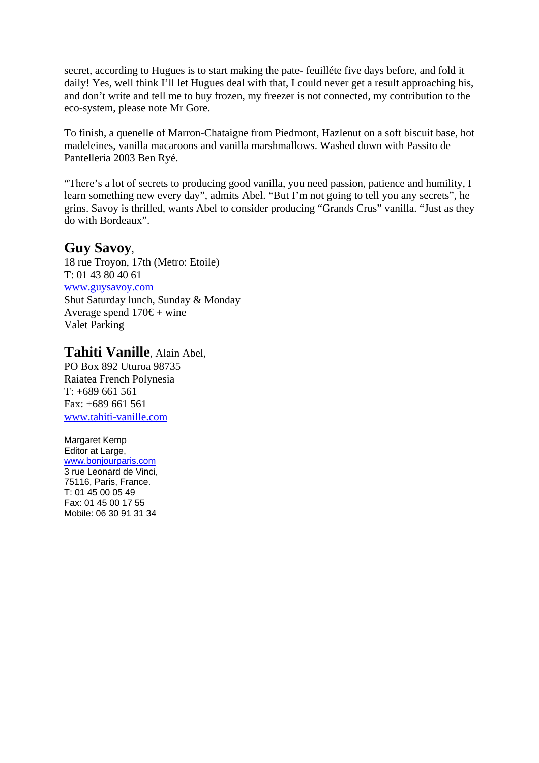secret, according to Hugues is to start making the pate- feuilléte five days before, and fold it daily! Yes, well think I'll let Hugues deal with that, I could never get a result approaching his, and don't write and tell me to buy frozen, my freezer is not connected, my contribution to the eco-system, please note Mr Gore.

To finish, a quenelle of Marron-Chataigne from Piedmont, Hazlenut on a soft biscuit base, hot madeleines, vanilla macaroons and vanilla marshmallows. Washed down with Passito de Pantelleria 2003 Ben Ryé.

"There's a lot of secrets to producing good vanilla, you need passion, patience and humility, I learn something new every day", admits Abel. "But I'm not going to tell you any secrets", he grins. Savoy is thrilled, wants Abel to consider producing "Grands Crus" vanilla. "Just as they do with Bordeaux".

**Guy Savoy**,
18 rue Troyon, 17th (Metro: Etoile)
T: 01 43 80 40 61
www.guysavoy.com
Shut Saturday lunch, Sunday & Monday
Average spend 170€ + wine
Valet Parking

**Tahiti Vanille**, Alain Abel,
PO Box 892 Uturoa 98735
Raiatea French Polynesia
T: +689 661 561
Fax: +689 661 561
www.tahiti-vanille.com

Margaret Kemp
Editor at Large,
www.bonjourparis.com
3 rue Leonard de Vinci,
75116, Paris, France.
T: 01 45 00 05 49
Fax: 01 45 00 17 55
Mobile: 06 30 91 31 34